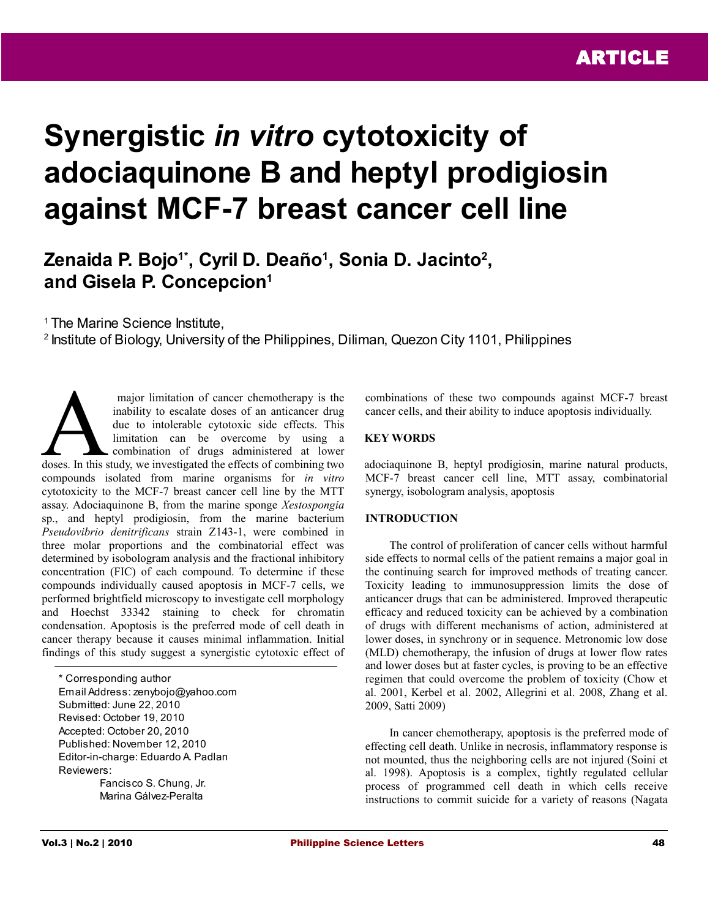ARTICLE

# Synergistic *in vitro* cytotoxicity of adociaquinone B and heptyl prodigiosin against MCF-7 breast cancer cell line

**Zenaida P. Bojo[1*], Cyril D. Deaño[1], Sonia D. Jacinto[2], and Gisela P. Concepcion[1]**

[1] The Marine Science Institute,
[2] Institute of Biology, University of the Philippines, Diliman, Quezon City 1101, Philippines

A major limitation of cancer chemotherapy is the inability to escalate doses of an anticancer drug due to intolerable cytotoxic side effects. This limitation can be overcome by using a combination of drugs administered at lower doses. In this study, we investigated the effects of combining two compounds isolated from marine organisms for *in vitro* cytotoxicity to the MCF-7 breast cancer cell line by the MTT assay. Adociaquinone B, from the marine sponge *Xestospongia* sp., and heptyl prodigiosin, from the marine bacterium *Pseudovibrio denitrificans* strain Z143-1, were combined in three molar proportions and the combinatorial effect was determined by isobologram analysis and the fractional inhibitory concentration (FIC) of each compound. To determine if these compounds individually caused apoptosis in MCF-7 cells, we performed brightfield microscopy to investigate cell morphology and Hoechst 33342 staining to check for chromatin condensation. Apoptosis is the preferred mode of cell death in cancer therapy because it causes minimal inflammation. Initial findings of this study suggest a synergistic cytotoxic effect of combinations of these two compounds against MCF-7 breast cancer cells, and their ability to induce apoptosis individually.

\* Corresponding author
Email Address: zenybojo@yahoo.com
Submitted: June 22, 2010
Revised: October 19, 2010
Accepted: October 20, 2010
Published: November 12, 2010
Editor-in-charge: Eduardo A. Padlan
Reviewers:
Fancisco S. Chung, Jr.
Marina Gálvez-Peralta

## KEY WORDS

adociaquinone B, heptyl prodigiosin, marine natural products, MCF-7 breast cancer cell line, MTT assay, combinatorial synergy, isobologram analysis, apoptosis

## INTRODUCTION

The control of proliferation of cancer cells without harmful side effects to normal cells of the patient remains a major goal in the continuing search for improved methods of treating cancer. Toxicity leading to immunosuppression limits the dose of anticancer drugs that can be administered. Improved therapeutic efficacy and reduced toxicity can be achieved by a combination of drugs with different mechanisms of action, administered at lower doses, in synchrony or in sequence. Metronomic low dose (MLD) chemotherapy, the infusion of drugs at lower flow rates and lower doses but at faster cycles, is proving to be an effective regimen that could overcome the problem of toxicity (Chow et al. 2001, Kerbel et al. 2002, Allegrini et al. 2008, Zhang et al. 2009, Satti 2009)

In cancer chemotherapy, apoptosis is the preferred mode of effecting cell death. Unlike in necrosis, inflammatory response is not mounted, thus the neighboring cells are not injured (Soini et al. 1998). Apoptosis is a complex, tightly regulated cellular process of programmed cell death in which cells receive instructions to commit suicide for a variety of reasons (Nagata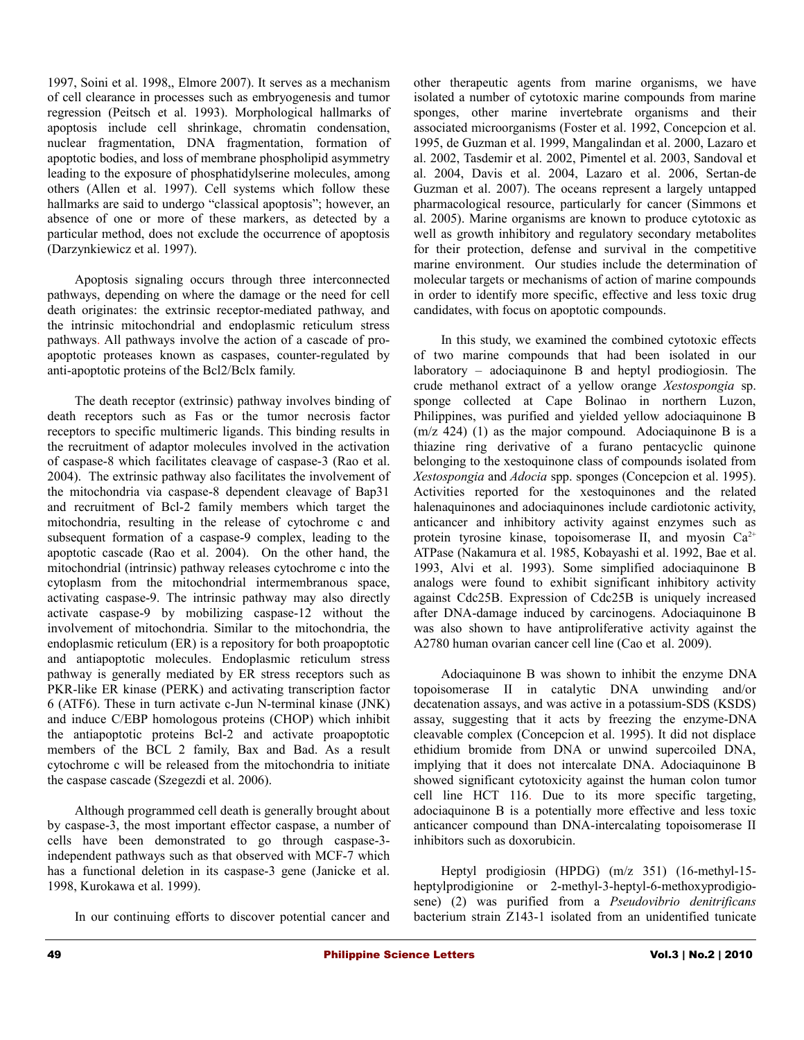1997, Soini et al. 1998,, Elmore 2007). It serves as a mechanism of cell clearance in processes such as embryogenesis and tumor regression (Peitsch et al. 1993). Morphological hallmarks of apoptosis include cell shrinkage, chromatin condensation, nuclear fragmentation, DNA fragmentation, formation of apoptotic bodies, and loss of membrane phospholipid asymmetry leading to the exposure of phosphatidylserine molecules, among others (Allen et al. 1997). Cell systems which follow these hallmarks are said to undergo "classical apoptosis"; however, an absence of one or more of these markers, as detected by a particular method, does not exclude the occurrence of apoptosis (Darzynkiewicz et al. 1997).

Apoptosis signaling occurs through three interconnected pathways, depending on where the damage or the need for cell death originates: the extrinsic receptor-mediated pathway, and the intrinsic mitochondrial and endoplasmic reticulum stress pathways. All pathways involve the action of a cascade of pro-apoptotic proteases known as caspases, counter-regulated by anti-apoptotic proteins of the Bcl2/Bclx family.

The death receptor (extrinsic) pathway involves binding of death receptors such as Fas or the tumor necrosis factor receptors to specific multimeric ligands. This binding results in the recruitment of adaptor molecules involved in the activation of caspase-8 which facilitates cleavage of caspase-3 (Rao et al. 2004). The extrinsic pathway also facilitates the involvement of the mitochondria via caspase-8 dependent cleavage of Bap31 and recruitment of Bcl-2 family members which target the mitochondria, resulting in the release of cytochrome c and subsequent formation of a caspase-9 complex, leading to the apoptotic cascade (Rao et al. 2004). On the other hand, the mitochondrial (intrinsic) pathway releases cytochrome c into the cytoplasm from the mitochondrial intermembranous space, activating caspase-9. The intrinsic pathway may also directly activate caspase-9 by mobilizing caspase-12 without the involvement of mitochondria. Similar to the mitochondria, the endoplasmic reticulum (ER) is a repository for both proapoptotic and antiapoptotic molecules. Endoplasmic reticulum stress pathway is generally mediated by ER stress receptors such as PKR-like ER kinase (PERK) and activating transcription factor 6 (ATF6). These in turn activate c-Jun N-terminal kinase (JNK) and induce C/EBP homologous proteins (CHOP) which inhibit the antiapoptotic proteins Bcl-2 and activate proapoptotic members of the BCL 2 family, Bax and Bad. As a result cytochrome c will be released from the mitochondria to initiate the caspase cascade (Szegezdi et al. 2006).

Although programmed cell death is generally brought about by caspase-3, the most important effector caspase, a number of cells have been demonstrated to go through caspase-3-independent pathways such as that observed with MCF-7 which has a functional deletion in its caspase-3 gene (Janicke et al. 1998, Kurokawa et al. 1999).

In our continuing efforts to discover potential cancer and other therapeutic agents from marine organisms, we have isolated a number of cytotoxic marine compounds from marine sponges, other marine invertebrate organisms and their associated microorganisms (Foster et al. 1992, Concepcion et al. 1995, de Guzman et al. 1999, Mangalindan et al. 2000, Lazaro et al. 2002, Tasdemir et al. 2002, Pimentel et al. 2003, Sandoval et al. 2004, Davis et al. 2004, Lazaro et al. 2006, Sertan-de Guzman et al. 2007). The oceans represent a largely untapped pharmacological resource, particularly for cancer (Simmons et al. 2005). Marine organisms are known to produce cytotoxic as well as growth inhibitory and regulatory secondary metabolites for their protection, defense and survival in the competitive marine environment. Our studies include the determination of molecular targets or mechanisms of action of marine compounds in order to identify more specific, effective and less toxic drug candidates, with focus on apoptotic compounds.

In this study, we examined the combined cytotoxic effects of two marine compounds that had been isolated in our laboratory – adociaquinone B and heptyl prodiogiosin. The crude methanol extract of a yellow orange *Xestospongia* sp. sponge collected at Cape Bolinao in northern Luzon, Philippines, was purified and yielded yellow adociaquinone B (m/z 424) (1) as the major compound. Adociaquinone B is a thiazine ring derivative of a furano pentacyclic quinone belonging to the xestoquinone class of compounds isolated from *Xestospongia* and *Adocia* spp. sponges (Concepcion et al. 1995). Activities reported for the xestoquinones and the related halenaquinones and adociaquinones include cardiotonic activity, anticancer and inhibitory activity against enzymes such as protein tyrosine kinase, topoisomerase II, and myosin $Ca^{2+}$ ATPase (Nakamura et al. 1985, Kobayashi et al. 1992, Bae et al. 1993, Alvi et al. 1993). Some simplified adociaquinone B analogs were found to exhibit significant inhibitory activity against Cdc25B. Expression of Cdc25B is uniquely increased after DNA-damage induced by carcinogens. Adociaquinone B was also shown to have antiproliferative activity against the A2780 human ovarian cancer cell line (Cao et al. 2009).

Adociaquinone B was shown to inhibit the enzyme DNA topoisomerase II in catalytic DNA unwinding and/or decatenation assays, and was active in a potassium-SDS (KSDS) assay, suggesting that it acts by freezing the enzyme-DNA cleavable complex (Concepcion et al. 1995). It did not displace ethidium bromide from DNA or unwind supercoiled DNA, implying that it does not intercalate DNA. Adociaquinone B showed significant cytotoxicity against the human colon tumor cell line HCT 116. Due to its more specific targeting, adociaquinone B is a potentially more effective and less toxic anticancer compound than DNA-intercalating topoisomerase II inhibitors such as doxorubicin.

Heptyl prodigiosin (HPDG) (m/z 351) (16-methyl-15-heptylprodigionine or 2-methyl-3-heptyl-6-methoxyprodigiosene) (2) was purified from a *Pseudovibrio denitrificans* bacterium strain Z143-1 isolated from an unidentified tunicate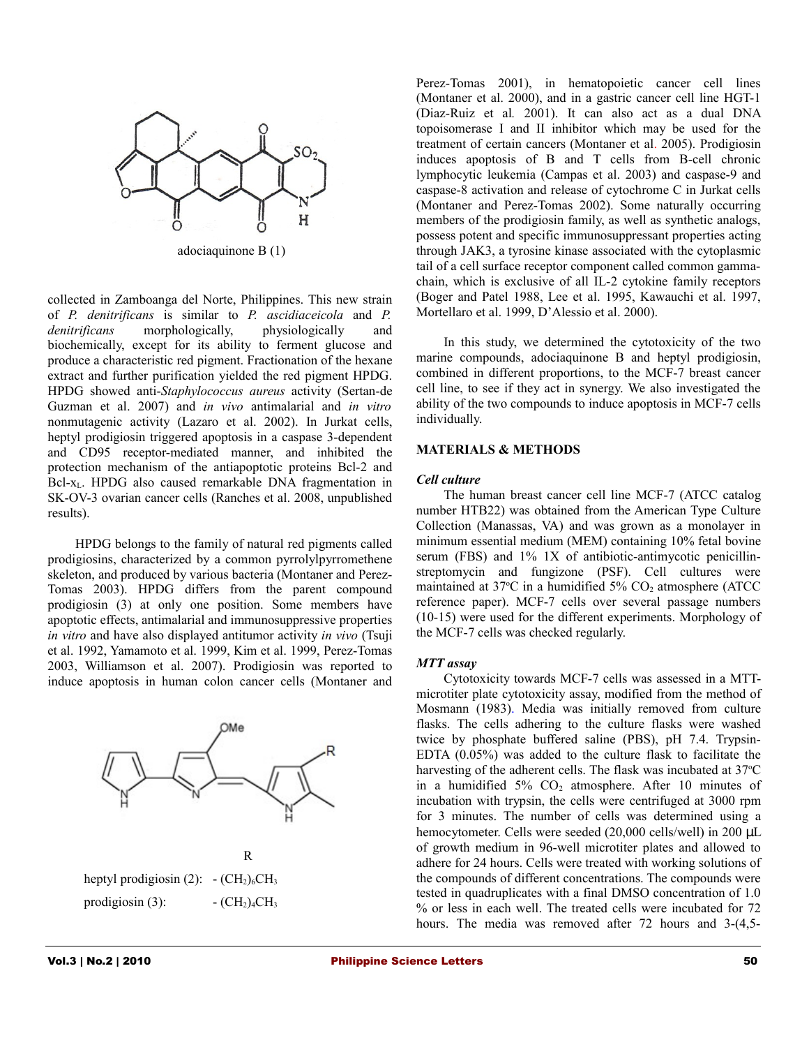adociaquinone B (1)

collected in Zamboanga del Norte, Philippines. This new strain of *P. denitrificans* is similar to *P. ascidiaceicola* and *P. denitrificans* morphologically, physiologically and biochemically, except for its ability to ferment glucose and produce a characteristic red pigment. Fractionation of the hexane extract and further purification yielded the red pigment HPDG. HPDG showed anti-*Staphylococcus aureus* activity (Sertan-de Guzman et al. 2007) and *in vivo* antimalarial and *in vitro* nonmutagenic activity (Lazaro et al. 2002). In Jurkat cells, heptyl prodigiosin triggered apoptosis in a caspase 3-dependent and CD95 receptor-mediated manner, and inhibited the protection mechanism of the antiapoptotic proteins Bcl-2 and Bcl-$x_L$. HPDG also caused remarkable DNA fragmentation in SK-OV-3 ovarian cancer cells (Ranches et al. 2008, unpublished results).

HPDG belongs to the family of natural red pigments called prodigiosins, characterized by a common pyrrolylpyrromethene skeleton, and produced by various bacteria (Montaner and Perez-Tomas 2003). HPDG differs from the parent compound prodigiosin (3) at only one position. Some members have apoptotic effects, antimalarial and immunosuppressive properties *in vitro* and have also displayed antitumor activity *in vivo* (Tsuji et al. 1992, Yamamoto et al. 1999, Kim et al. 1999, Perez-Tomas 2003, Williamson et al. 2007). Prodigiosin was reported to induce apoptosis in human colon cancer cells (Montaner and Perez-Tomas 2001), in hematopoietic cancer cell lines (Montaner et al. 2000), and in a gastric cancer cell line HGT-1 (Diaz-Ruiz et al. 2001). It can also act as a dual DNA topoisomerase I and II inhibitor which may be used for the treatment of certain cancers (Montaner et al. 2005). Prodigiosin induces apoptosis of B and T cells from B-cell chronic lymphocytic leukemia (Campas et al. 2003) and caspase-9 and caspase-8 activation and release of cytochrome C in Jurkat cells (Montaner and Perez-Tomas 2002). Some naturally occurring members of the prodigiosin family, as well as synthetic analogs, possess potent and specific immunosuppressant properties acting through JAK3, a tyrosine kinase associated with the cytoplasmic tail of a cell surface receptor component called common gamma-chain, which is exclusive of all IL-2 cytokine family receptors (Boger and Patel 1988, Lee et al. 1995, Kawauchi et al. 1997, Mortellaro et al. 1999, D'Alessio et al. 2000).

| | R |
|---|---|
| heptyl prodigiosin (2): | $-(CH_2)_6CH_3$ |
| prodigiosin (3): | $-(CH_2)_4CH_3$ |

In this study, we determined the cytotoxicity of the two marine compounds, adociaquinone B and heptyl prodigiosin, combined in different proportions, to the MCF-7 breast cancer cell line, to see if they act in synergy. We also investigated the ability of the two compounds to induce apoptosis in MCF-7 cells individually.

## MATERIALS & METHODS

### *Cell culture*

The human breast cancer cell line MCF-7 (ATCC catalog number HTB22) was obtained from the American Type Culture Collection (Manassas, VA) and was grown as a monolayer in minimum essential medium (MEM) containing 10% fetal bovine serum (FBS) and 1% 1X of antibiotic-antimycotic penicillin-streptomycin and fungizone (PSF). Cell cultures were maintained at 37ºC in a humidified 5% $CO_2$ atmosphere (ATCC reference paper). MCF-7 cells over several passage numbers (10-15) were used for the different experiments. Morphology of the MCF-7 cells was checked regularly.

### *MTT assay*

Cytotoxicity towards MCF-7 cells was assessed in a MTT-microtiter plate cytotoxicity assay, modified from the method of Mosmann (1983). Media was initially removed from culture flasks. The cells adhering to the culture flasks were washed twice by phosphate buffered saline (PBS), pH 7.4. Trypsin-EDTA (0.05%) was added to the culture flask to facilitate the harvesting of the adherent cells. The flask was incubated at 37ºC in a humidified 5% $CO_2$ atmosphere. After 10 minutes of incubation with trypsin, the cells were centrifuged at 3000 rpm for 3 minutes. The number of cells was determined using a hemocytometer. Cells were seeded (20,000 cells/well) in 200 μL of growth medium in 96-well microtiter plates and allowed to adhere for 24 hours. Cells were treated with working solutions of the compounds of different concentrations. The compounds were tested in quadruplicates with a final DMSO concentration of 1.0 % or less in each well. The treated cells were incubated for 72 hours. The media was removed after 72 hours and 3-(4,5-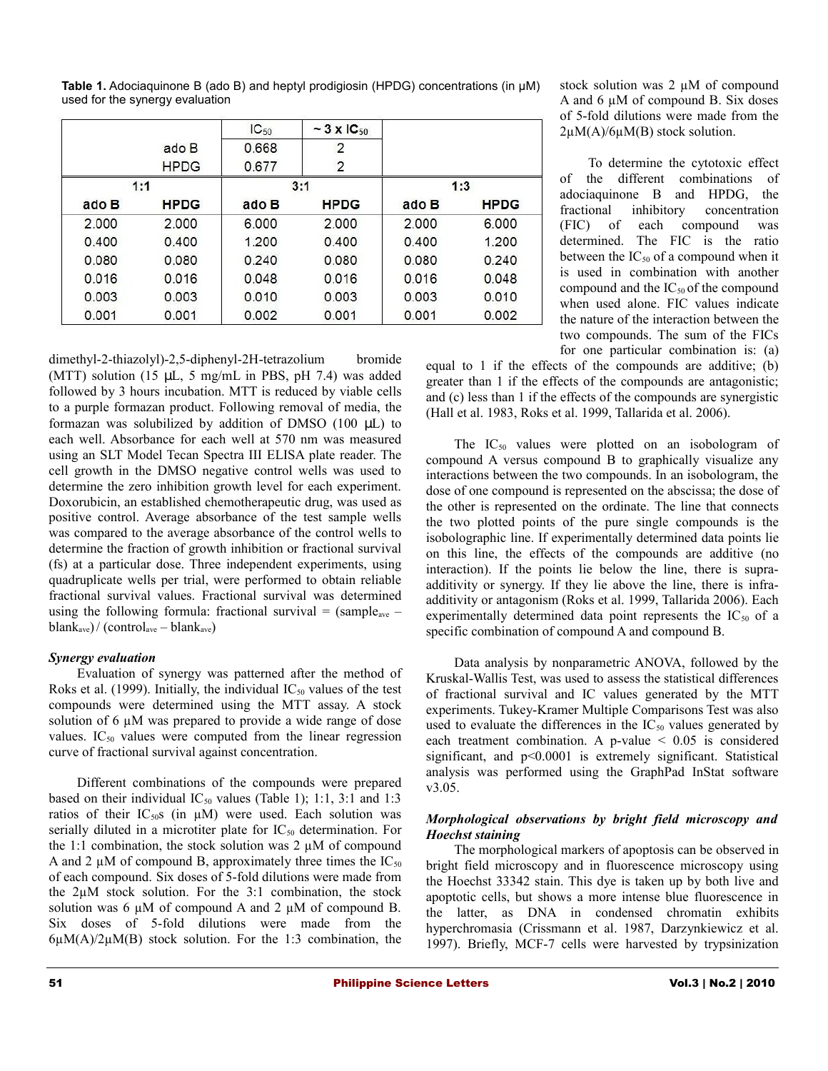**Table 1.** Adociaquinone B (ado B) and heptyl prodigiosin (HPDG) concentrations (in µM) used for the synergy evaluation

| | | $IC_{50}$ | ~ 3 x $IC_{50}$ | | |
|---|---|---|---|---|---|
| | ado B | 0.668 | 2 | | |
| | HPDG | 0.677 | 2 | | |
| 1:1 | | 3:1 | | 1:3 | |
| ado B | HPDG | ado B | HPDG | ado B | HPDG |
| 2.000 | 2.000 | 6.000 | 2.000 | 2.000 | 6.000 |
| 0.400 | 0.400 | 1.200 | 0.400 | 0.400 | 1.200 |
| 0.080 | 0.080 | 0.240 | 0.080 | 0.080 | 0.240 |
| 0.016 | 0.016 | 0.048 | 0.016 | 0.016 | 0.048 |
| 0.003 | 0.003 | 0.010 | 0.003 | 0.003 | 0.010 |
| 0.001 | 0.001 | 0.002 | 0.001 | 0.001 | 0.002 |

dimethyl-2-thiazolyl)-2,5-diphenyl-2H-tetrazolium bromide (MTT) solution (15 µL, 5 mg/mL in PBS, pH 7.4) was added followed by 3 hours incubation. MTT is reduced by viable cells to a purple formazan product. Following removal of media, the formazan was solubilized by addition of DMSO (100 µL) to each well. Absorbance for each well at 570 nm was measured using an SLT Model Tecan Spectra III ELISA plate reader. The cell growth in the DMSO negative control wells was used to determine the zero inhibition growth level for each experiment. Doxorubicin, an established chemotherapeutic drug, was used as positive control. Average absorbance of the test sample wells was compared to the average absorbance of the control wells to determine the fraction of growth inhibition or fractional survival (fs) at a particular dose. Three independent experiments, using quadruplicate wells per trial, were performed to obtain reliable fractional survival values. Fractional survival was determined using the following formula: fractional survival = $(\text{sample}_{ave} - \text{blank}_{ave}) / (\text{control}_{ave} - \text{blank}_{ave})$

### *Synergy evaluation*

Evaluation of synergy was patterned after the method of Roks et al. (1999). Initially, the individual $IC_{50}$ values of the test compounds were determined using the MTT assay. A stock solution of 6 µM was prepared to provide a wide range of dose values. $IC_{50}$ values were computed from the linear regression curve of fractional survival against concentration.

Different combinations of the compounds were prepared based on their individual $IC_{50}$ values (Table 1); 1:1, 3:1 and 1:3 ratios of their $IC_{50}$s (in µM) were used. Each solution was serially diluted in a microtiter plate for $IC_{50}$ determination. For the 1:1 combination, the stock solution was 2 µM of compound A and 2 µM of compound B, approximately three times the $IC_{50}$ of each compound. Six doses of 5-fold dilutions were made from the 2µM stock solution. For the 3:1 combination, the stock solution was 6 µM of compound A and 2 µM of compound B. Six doses of 5-fold dilutions were made from the 6µM(A)/2µM(B) stock solution. For the 1:3 combination, the stock solution was 2 µM of compound A and 6 µM of compound B. Six doses of 5-fold dilutions were made from the 2µM(A)/6µM(B) stock solution.

To determine the cytotoxic effect of the different combinations of adociaquinone B and HPDG, the fractional inhibitory concentration (FIC) of each compound was determined. The FIC is the ratio between the $IC_{50}$ of a compound when it is used in combination with another compound and the $IC_{50}$ of the compound when used alone. FIC values indicate the nature of the interaction between the two compounds. The sum of the FICs for one particular combination is: (a) equal to 1 if the effects of the compounds are additive; (b) greater than 1 if the effects of the compounds are antagonistic; and (c) less than 1 if the effects of the compounds are synergistic (Hall et al. 1983, Roks et al. 1999, Tallarida et al. 2006).

The $IC_{50}$ values were plotted on an isobologram of compound A versus compound B to graphically visualize any interactions between the two compounds. In an isobologram, the dose of one compound is represented on the abscissa; the dose of the other is represented on the ordinate. The line that connects the two plotted points of the pure single compounds is the isobolographic line. If experimentally determined data points lie on this line, the effects of the compounds are additive (no interaction). If the points lie below the line, there is supra-additivity or synergy. If they lie above the line, there is infra-additivity or antagonism (Roks et al. 1999, Tallarida 2006). Each experimentally determined data point represents the $IC_{50}$ of a specific combination of compound A and compound B.

Data analysis by nonparametric ANOVA, followed by the Kruskal-Wallis Test, was used to assess the statistical differences of fractional survival and IC values generated by the MTT experiments. Tukey-Kramer Multiple Comparisons Test was also used to evaluate the differences in the $IC_{50}$ values generated by each treatment combination. A p-value $< 0.05$ is considered significant, and $p<0.0001$ is extremely significant. Statistical analysis was performed using the GraphPad InStat software v3.05.

### *Morphological observations by bright field microscopy and Hoechst staining*

The morphological markers of apoptosis can be observed in bright field microscopy and in fluorescence microscopy using the Hoechst 33342 stain. This dye is taken up by both live and apoptotic cells, but shows a more intense blue fluorescence in the latter, as DNA in condensed chromatin exhibits hyperchromasia (Crissmann et al. 1987, Darzynkiewicz et al. 1997). Briefly, MCF-7 cells were harvested by trypsinization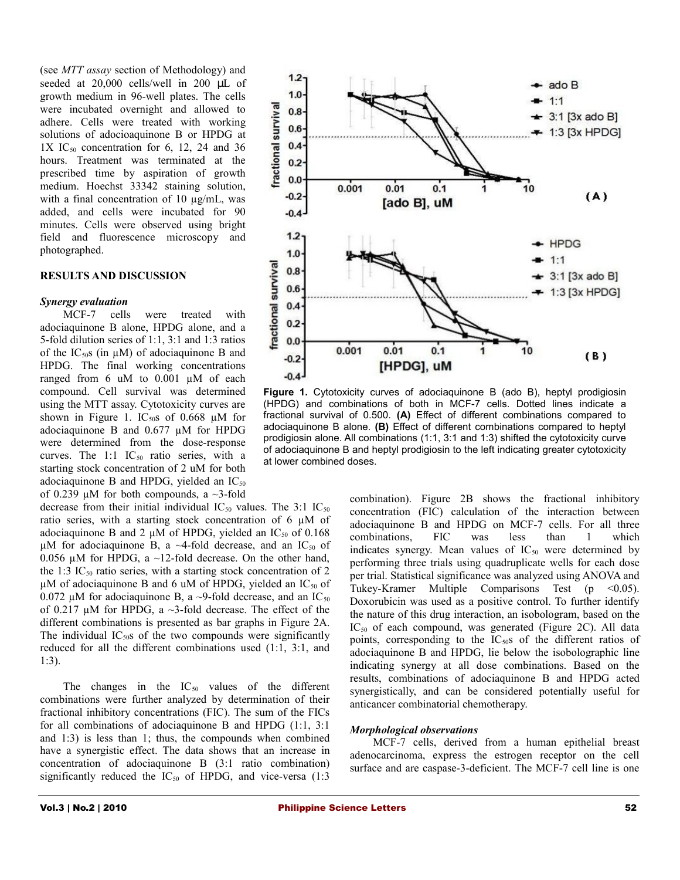(see *MTT assay* section of Methodology) and seeded at 20,000 cells/well in 200 μL of growth medium in 96-well plates. The cells were incubated overnight and allowed to adhere. Cells were treated with working solutions of adocioaquinone B or HPDG at 1X $IC_{50}$ concentration for 6, 12, 24 and 36 hours. Treatment was terminated at the prescribed time by aspiration of growth medium. Hoechst 33342 staining solution, with a final concentration of 10 μg/mL, was added, and cells were incubated for 90 minutes. Cells were observed using bright field and fluorescence microscopy and photographed.

## RESULTS AND DISCUSSION

### *Synergy evaluation*

MCF-7 cells were treated with adociaquinone B alone, HPDG alone, and a 5-fold dilution series of 1:1, 3:1 and 1:3 ratios of the $IC_{50}$s (in μM) of adociaquinone B and HPDG. The final working concentrations ranged from 6 uM to 0.001 μM of each compound. Cell survival was determined using the MTT assay. Cytotoxicity curves are shown in Figure 1. $IC_{50}$s of 0.668 μM for adociaquinone B and 0.677 μM for HPDG were determined from the dose-response curves. The 1:1 $IC_{50}$ ratio series, with a starting stock concentration of 2 uM for both adociaquinone B and HPDG, yielded an $IC_{50}$ of 0.239 μM for both compounds, a ~3-fold decrease from their initial individual $IC_{50}$ values. The 3:1 $IC_{50}$ ratio series, with a starting stock concentration of 6 μM of adociaquinone B and 2 μM of HPDG, yielded an $IC_{50}$ of 0.168 μM for adociaquinone B, a ~4-fold decrease, and an $IC_{50}$ of 0.056 μM for HPDG, a ~12-fold decrease. On the other hand, the 1:3 $IC_{50}$ ratio series, with a starting stock concentration of 2 μM of adociaquinone B and 6 uM of HPDG, yielded an $IC_{50}$ of 0.072 μM for adociaquinone B, a ~9-fold decrease, and an $IC_{50}$ of 0.217 μM for HPDG, a ~3-fold decrease. The effect of the different combinations is presented as bar graphs in Figure 2A. The individual $IC_{50}$s of the two compounds were significantly reduced for all the different combinations used (1:1, 3:1, and 1:3).

The changes in the $IC_{50}$ values of the different combinations were further analyzed by determination of their fractional inhibitory concentrations (FIC). The sum of the FICs for all combinations of adociaquinone B and HPDG (1:1, 3:1 and 1:3) is less than 1; thus, the compounds when combined have a synergistic effect. The data shows that an increase in concentration of adociaquinone B (3:1 ratio combination) significantly reduced the $IC_{50}$ of HPDG, and vice-versa (1:3 combination). Figure 2B shows the fractional inhibitory concentration (FIC) calculation of the interaction between adociaquinone B and HPDG on MCF-7 cells. For all three combinations, FIC was less than 1 which indicates synergy. Mean values of $IC_{50}$ were determined by performing three trials using quadruplicate wells for each dose per trial. Statistical significance was analyzed using ANOVA and Tukey-Kramer Multiple Comparisons Test ($p < 0.05$). Doxorubicin was used as a positive control. To further identify the nature of this drug interaction, an isobologram, based on the $IC_{50}$ of each compound, was generated (Figure 2C). All data points, corresponding to the $IC_{50}$s of the different ratios of adociaquinone B and HPDG, lie below the isobolographic line indicating synergy at all dose combinations. Based on the results, combinations of adociaquinone B and HPDG acted synergistically, and can be considered potentially useful for anticancer combinatorial chemotherapy.

**Figure 1.** Cytotoxicity curves of adociaquinone B (ado B), heptyl prodigiosin (HPDG) and combinations of both in MCF-7 cells. Dotted lines indicate a fractional survival of 0.500. **(A)** Effect of different combinations compared to adociaquinone B alone. **(B)** Effect of different combinations compared to heptyl prodigiosin alone. All combinations (1:1, 3:1 and 1:3) shifted the cytotoxicity curve of adociaquinone B and heptyl prodigiosin to the left indicating greater cytotoxicity at lower combined doses.

### *Morphological observations*

MCF-7 cells, derived from a human epithelial breast adenocarcinoma, express the estrogen receptor on the cell surface and are caspase-3-deficient. The MCF-7 cell line is one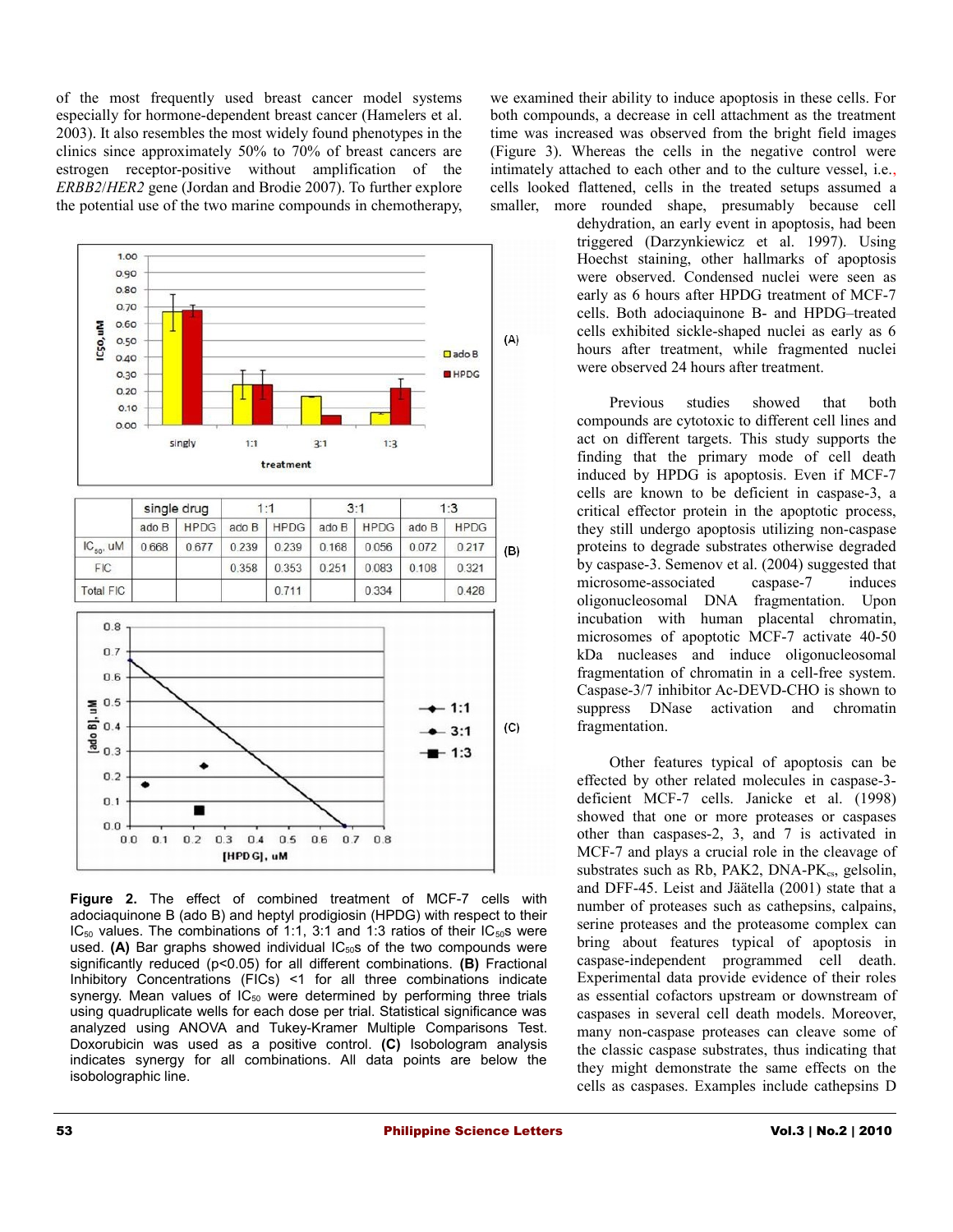of the most frequently used breast cancer model systems especially for hormone-dependent breast cancer (Hamelers et al. 2003). It also resembles the most widely found phenotypes in the clinics since approximately 50% to 70% of breast cancers are estrogen receptor-positive without amplification of the *ERBB2*/*HER2* gene (Jordan and Brodie 2007). To further explore the potential use of the two marine compounds in chemotherapy, we examined their ability to induce apoptosis in these cells. For both compounds, a decrease in cell attachment as the treatment time was increased was observed from the bright field images (Figure 3). Whereas the cells in the negative control were intimately attached to each other and to the culture vessel, i.e., cells looked flattened, cells in the treated setups assumed a smaller, more rounded shape, presumably because cell dehydration, an early event in apoptosis, had been triggered (Darzynkiewicz et al. 1997). Using Hoechst staining, other hallmarks of apoptosis were observed. Condensed nuclei were seen as early as 6 hours after HPDG treatment of MCF-7 cells. Both adociaquinone B- and HPDG–treated cells exhibited sickle-shaped nuclei as early as 6 hours after treatment, while fragmented nuclei were observed 24 hours after treatment.

|  | single drug |  | 1:1 |  | 3:1 |  | 1:3 |  |
|---|---|---|---|---|---|---|---|---|
|  | ado B | HPDG | ado B | HPDG | ado B | HPDG | ado B | HPDG |
| $IC_{50}$, uM | 0.668 | 0.677 | 0.239 | 0.239 | 0.168 | 0.056 | 0.072 | 0.217 |
| FIC |  |  | 0.358 | 0.353 | 0.251 | 0.083 | 0.108 | 0.321 |
| Total FIC |  |  |  | 0.711 |  | 0.334 |  | 0.428 |

**Figure 2.** The effect of combined treatment of MCF-7 cells with adociaquinone B (ado B) and heptyl prodigiosin (HPDG) with respect to their $IC_{50}$ values. The combinations of 1:1, 3:1 and 1:3 ratios of their $IC_{50}$s were used. **(A)** Bar graphs showed individual $IC_{50}$s of the two compounds were significantly reduced ($p<0.05$) for all different combinations. **(B)** Fractional Inhibitory Concentrations (FICs) <1 for all three combinations indicate synergy. Mean values of $IC_{50}$ were determined by performing three trials using quadruplicate wells for each dose per trial. Statistical significance was analyzed using ANOVA and Tukey-Kramer Multiple Comparisons Test. Doxorubicin was used as a positive control. **(C)** Isobologram analysis indicates synergy for all combinations. All data points are below the isobolographic line.

Previous studies showed that both compounds are cytotoxic to different cell lines and act on different targets. This study supports the finding that the primary mode of cell death induced by HPDG is apoptosis. Even if MCF-7 cells are known to be deficient in caspase-3, a critical effector protein in the apoptotic process, they still undergo apoptosis utilizing non-caspase proteins to degrade substrates otherwise degraded by caspase-3. Semenov et al. (2004) suggested that microsome-associated caspase-7 induces oligonucleosomal DNA fragmentation. Upon incubation with human placental chromatin, microsomes of apoptotic MCF-7 activate 40-50 kDa nucleases and induce oligonucleosomal fragmentation of chromatin in a cell-free system. Caspase-3/7 inhibitor Ac-DEVD-CHO is shown to suppress DNase activation and chromatin fragmentation.

Other features typical of apoptosis can be effected by other related molecules in caspase-3-deficient MCF-7 cells. Janicke et al. (1998) showed that one or more proteases or caspases other than caspases-2, 3, and 7 is activated in MCF-7 and plays a crucial role in the cleavage of substrates such as Rb, PAK2, DNA-$PK_{cs}$, gelsolin, and DFF-45. Leist and Jäätella (2001) state that a number of proteases such as cathepsins, calpains, serine proteases and the proteasome complex can bring about features typical of apoptosis in caspase-independent programmed cell death. Experimental data provide evidence of their roles as essential cofactors upstream or downstream of caspases in several cell death models. Moreover, many non-caspase proteases can cleave some of the classic caspase substrates, thus indicating that they might demonstrate the same effects on the cells as caspases. Examples include cathepsins D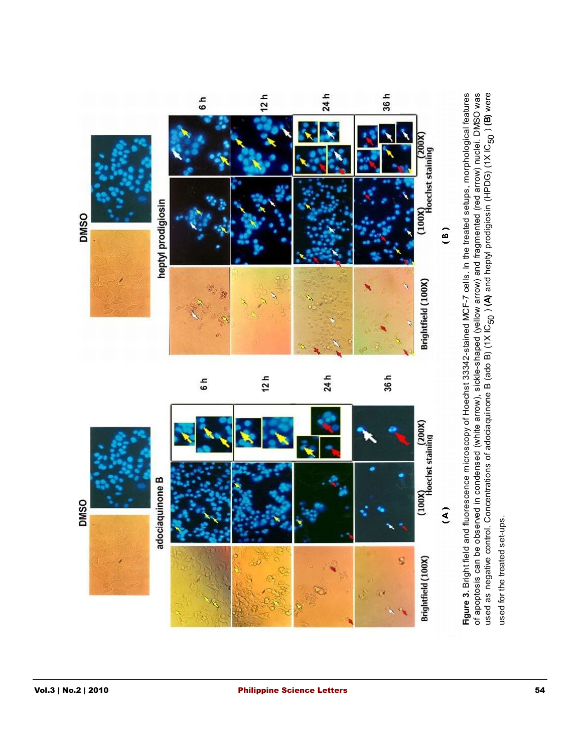**Figure 3.** Bright field and fluorescence microscopy of Hoechst 33342-stained MCF-7 cells. In the treated setups, morphological features of apoptosis can be observed in condensed (white arrow), sickle-shaped (yellow arrow) and fragmented (red arrow) nuclei. DMSO was used as negative control. Concentrations of adociaquinone B (ado B) (1X $IC_{50}$ ) **(A)** and heptyl prodigiosin (HPDG) (1X $IC_{50}$ ) **(B)** were used for the treated set-ups.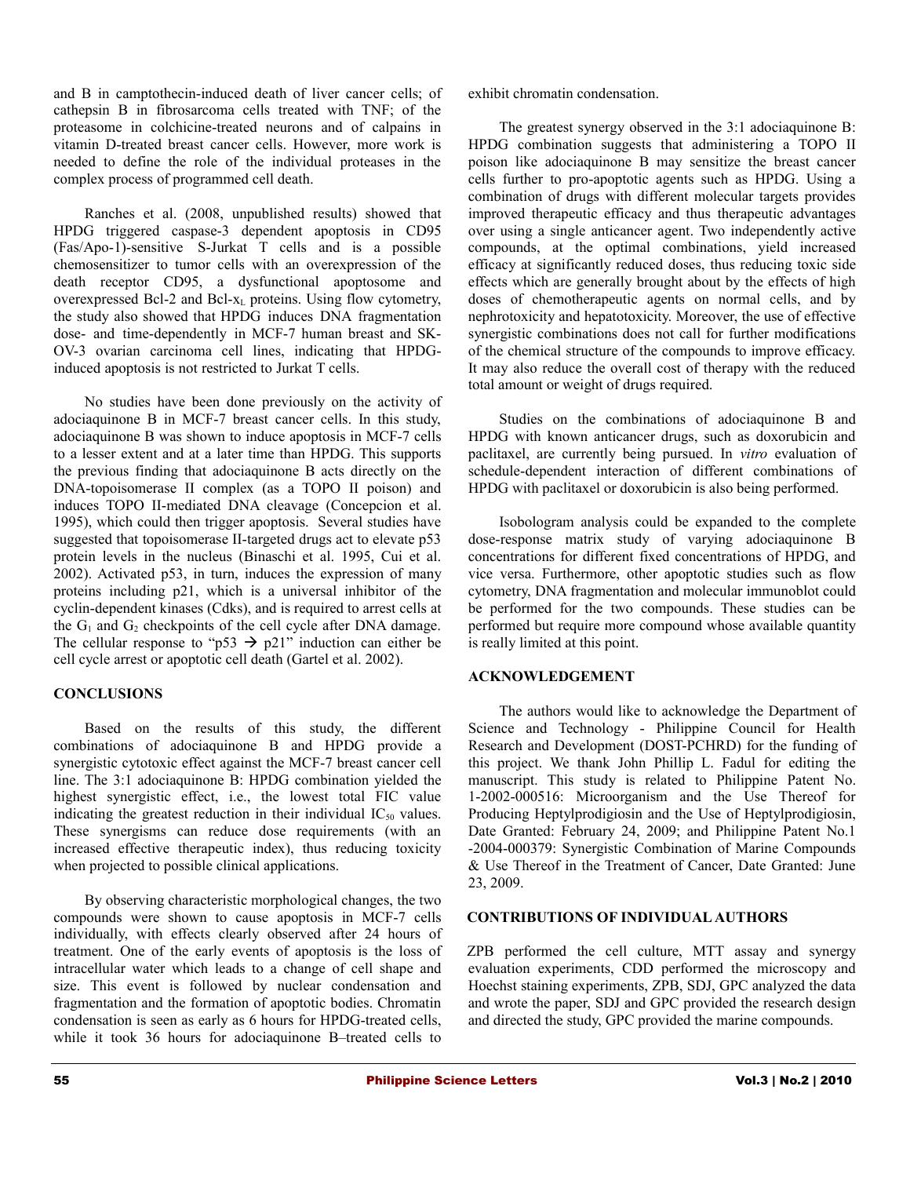and B in camptothecin-induced death of liver cancer cells; of cathepsin B in fibrosarcoma cells treated with TNF; of the proteasome in colchicine-treated neurons and of calpains in vitamin D-treated breast cancer cells. However, more work is needed to define the role of the individual proteases in the complex process of programmed cell death.

Ranches et al. (2008, unpublished results) showed that HPDG triggered caspase-3 dependent apoptosis in CD95 (Fas/Apo-1)-sensitive S-Jurkat T cells and is a possible chemosensitizer to tumor cells with an overexpression of the death receptor CD95, a dysfunctional apoptosome and overexpressed Bcl-2 and Bcl-$x_L$ proteins. Using flow cytometry, the study also showed that HPDG induces DNA fragmentation dose- and time-dependently in MCF-7 human breast and SK-OV-3 ovarian carcinoma cell lines, indicating that HPDG-induced apoptosis is not restricted to Jurkat T cells.

No studies have been done previously on the activity of adociaquinone B in MCF-7 breast cancer cells. In this study, adociaquinone B was shown to induce apoptosis in MCF-7 cells to a lesser extent and at a later time than HPDG. This supports the previous finding that adociaquinone B acts directly on the DNA-topoisomerase II complex (as a TOPO II poison) and induces TOPO II-mediated DNA cleavage (Concepcion et al. 1995), which could then trigger apoptosis. Several studies have suggested that topoisomerase II-targeted drugs act to elevate p53 protein levels in the nucleus (Binaschi et al. 1995, Cui et al. 2002). Activated p53, in turn, induces the expression of many proteins including p21, which is a universal inhibitor of the cyclin-dependent kinases (Cdks), and is required to arrest cells at the $G_1$ and $G_2$ checkpoints of the cell cycle after DNA damage. The cellular response to "p53 $\rightarrow$ p21" induction can either be cell cycle arrest or apoptotic cell death (Gartel et al. 2002).

## CONCLUSIONS

Based on the results of this study, the different combinations of adociaquinone B and HPDG provide a synergistic cytotoxic effect against the MCF-7 breast cancer cell line. The 3:1 adociaquinone B: HPDG combination yielded the highest synergistic effect, i.e., the lowest total FIC value indicating the greatest reduction in their individual $IC_{50}$ values. These synergisms can reduce dose requirements (with an increased effective therapeutic index), thus reducing toxicity when projected to possible clinical applications.

By observing characteristic morphological changes, the two compounds were shown to cause apoptosis in MCF-7 cells individually, with effects clearly observed after 24 hours of treatment. One of the early events of apoptosis is the loss of intracellular water which leads to a change of cell shape and size. This event is followed by nuclear condensation and fragmentation and the formation of apoptotic bodies. Chromatin condensation is seen as early as 6 hours for HPDG-treated cells, while it took 36 hours for adociaquinone B–treated cells to exhibit chromatin condensation.

The greatest synergy observed in the 3:1 adociaquinone B: HPDG combination suggests that administering a TOPO II poison like adociaquinone B may sensitize the breast cancer cells further to pro-apoptotic agents such as HPDG. Using a combination of drugs with different molecular targets provides improved therapeutic efficacy and thus therapeutic advantages over using a single anticancer agent. Two independently active compounds, at the optimal combinations, yield increased efficacy at significantly reduced doses, thus reducing toxic side effects which are generally brought about by the effects of high doses of chemotherapeutic agents on normal cells, and by nephrotoxicity and hepatotoxicity. Moreover, the use of effective synergistic combinations does not call for further modifications of the chemical structure of the compounds to improve efficacy. It may also reduce the overall cost of therapy with the reduced total amount or weight of drugs required.

Studies on the combinations of adociaquinone B and HPDG with known anticancer drugs, such as doxorubicin and paclitaxel, are currently being pursued. In *vitro* evaluation of schedule-dependent interaction of different combinations of HPDG with paclitaxel or doxorubicin is also being performed.

Isobologram analysis could be expanded to the complete dose-response matrix study of varying adociaquinone B concentrations for different fixed concentrations of HPDG, and vice versa. Furthermore, other apoptotic studies such as flow cytometry, DNA fragmentation and molecular immunoblot could be performed for the two compounds. These studies can be performed but require more compound whose available quantity is really limited at this point.

## ACKNOWLEDGEMENT

The authors would like to acknowledge the Department of Science and Technology - Philippine Council for Health Research and Development (DOST-PCHRD) for the funding of this project. We thank John Phillip L. Fadul for editing the manuscript. This study is related to Philippine Patent No. 1-2002-000516: Microorganism and the Use Thereof for Producing Heptylprodigiosin and the Use of Heptylprodigiosin, Date Granted: February 24, 2009; and Philippine Patent No.1 -2004-000379: Synergistic Combination of Marine Compounds & Use Thereof in the Treatment of Cancer, Date Granted: June 23, 2009.

## CONTRIBUTIONS OF INDIVIDUAL AUTHORS

ZPB performed the cell culture, MTT assay and synergy evaluation experiments, CDD performed the microscopy and Hoechst staining experiments, ZPB, SDJ, GPC analyzed the data and wrote the paper, SDJ and GPC provided the research design and directed the study, GPC provided the marine compounds.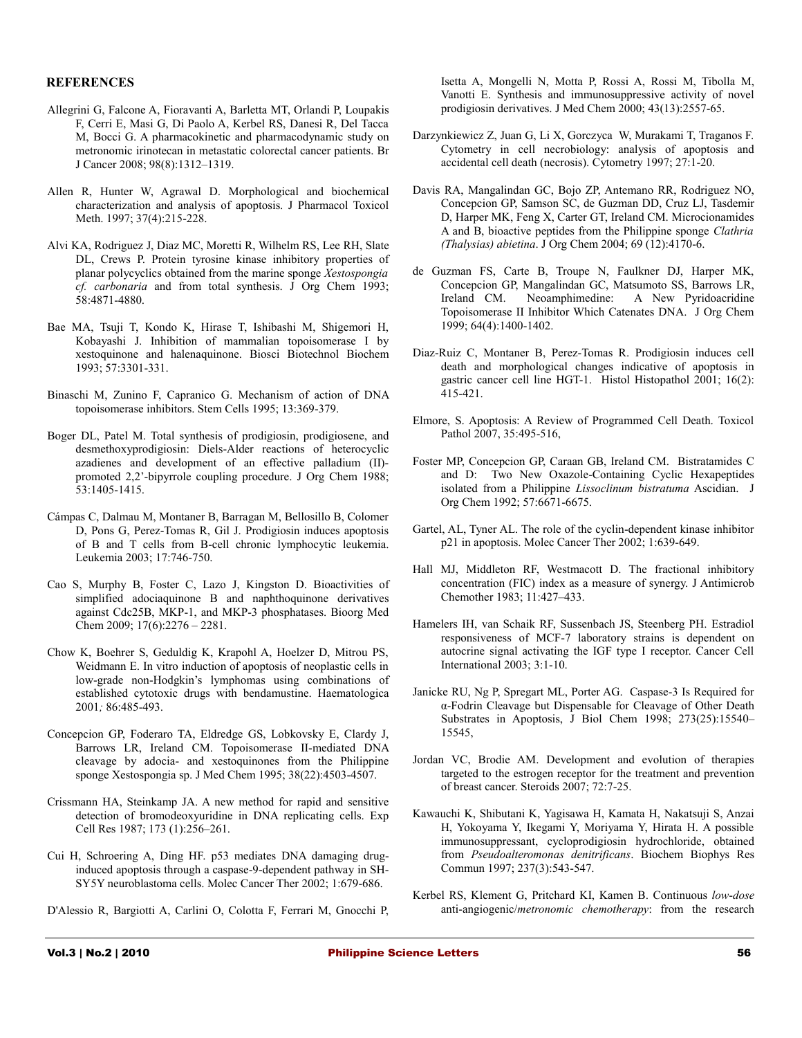## REFERENCES

Allegrini G, Falcone A, Fioravanti A, Barletta MT, Orlandi P, Loupakis F, Cerri E, Masi G, Di Paolo A, Kerbel RS, Danesi R, Del Tacca M, Bocci G. A pharmacokinetic and pharmacodynamic study on metronomic irinotecan in metastatic colorectal cancer patients. Br J Cancer 2008; 98(8):1312–1319.

Allen R, Hunter W, Agrawal D. Morphological and biochemical characterization and analysis of apoptosis. J Pharmacol Toxicol Meth. 1997; 37(4):215-228.

Alvi KA, Rodriguez J, Diaz MC, Moretti R, Wilhelm RS, Lee RH, Slate DL, Crews P. Protein tyrosine kinase inhibitory properties of planar polycyclics obtained from the marine sponge *Xestospongia cf. carbonaria* and from total synthesis. J Org Chem 1993; 58:4871-4880.

Bae MA, Tsuji T, Kondo K, Hirase T, Ishibashi M, Shigemori H, Kobayashi J. Inhibition of mammalian topoisomerase I by xestoquinone and halenaquinone. Biosci Biotechnol Biochem 1993; 57:3301-331.

Binaschi M, Zunino F, Capranico G. Mechanism of action of DNA topoisomerase inhibitors. Stem Cells 1995; 13:369-379.

Boger DL, Patel M. Total synthesis of prodigiosin, prodigiosene, and desmethoxyprodigiosin: Diels-Alder reactions of heterocyclic azadienes and development of an effective palladium (II)-promoted 2,2'-bipyrrole coupling procedure. J Org Chem 1988; 53:1405-1415.

Cámpas C, Dalmau M, Montaner B, Barragan M, Bellosillo B, Colomer D, Pons G, Perez-Tomas R, Gil J. Prodigiosin induces apoptosis of B and T cells from B-cell chronic lymphocytic leukemia. Leukemia 2003; 17:746-750.

Cao S, Murphy B, Foster C, Lazo J, Kingston D. Bioactivities of simplified adociaquinone B and naphthoquinone derivatives against Cdc25B, MKP-1, and MKP-3 phosphatases. Bioorg Med Chem 2009; 17(6):2276 – 2281.

Chow K, Boehrer S, Geduldig K, Krapohl A, Hoelzer D, Mitrou PS, Weidmann E. In vitro induction of apoptosis of neoplastic cells in low-grade non-Hodgkin's lymphomas using combinations of established cytotoxic drugs with bendamustine. Haematologica 2001*;* 86:485-493.

Concepcion GP, Foderaro TA, Eldredge GS, Lobkovsky E, Clardy J, Barrows LR, Ireland CM. Topoisomerase II-mediated DNA cleavage by adocia- and xestoquinones from the Philippine sponge Xestospongia sp. J Med Chem 1995; 38(22):4503-4507.

Crissmann HA, Steinkamp JA. A new method for rapid and sensitive detection of bromodeoxyuridine in DNA replicating cells. Exp Cell Res 1987; 173 (1):256–261.

Cui H, Schroering A, Ding HF. p53 mediates DNA damaging drug-induced apoptosis through a caspase-9-dependent pathway in SH-SY5Y neuroblastoma cells. Molec Cancer Ther 2002; 1:679-686.

D'Alessio R, Bargiotti A, Carlini O, Colotta F, Ferrari M, Gnocchi P, Isetta A, Mongelli N, Motta P, Rossi A, Rossi M, Tibolla M, Vanotti E. Synthesis and immunosuppressive activity of novel prodigiosin derivatives. J Med Chem 2000; 43(13):2557-65.

Darzynkiewicz Z, Juan G, Li X, Gorczyca W, Murakami T, Traganos F. Cytometry in cell necrobiology: analysis of apoptosis and accidental cell death (necrosis). Cytometry 1997; 27:1-20.

Davis RA, Mangalindan GC, Bojo ZP, Antemano RR, Rodriguez NO, Concepcion GP, Samson SC, de Guzman DD, Cruz LJ, Tasdemir D, Harper MK, Feng X, Carter GT, Ireland CM. Microcionamides A and B, bioactive peptides from the Philippine sponge *Clathria (Thalysias) abietina*. J Org Chem 2004; 69 (12):4170-6.

de Guzman FS, Carte B, Troupe N, Faulkner DJ, Harper MK, Concepcion GP, Mangalindan GC, Matsumoto SS, Barrows LR, Ireland CM. Neoamphimedine: A New Pyridoacridine Topoisomerase II Inhibitor Which Catenates DNA. J Org Chem 1999; 64(4):1400-1402.

Diaz-Ruiz C, Montaner B, Perez-Tomas R. Prodigiosin induces cell death and morphological changes indicative of apoptosis in gastric cancer cell line HGT-1. Histol Histopathol 2001; 16(2): 415-421.

Elmore, S. Apoptosis: A Review of Programmed Cell Death. Toxicol Pathol 2007, 35:495-516,

Foster MP, Concepcion GP, Caraan GB, Ireland CM. Bistratamides C and D: Two New Oxazole-Containing Cyclic Hexapeptides isolated from a Philippine *Lissoclinum bistratuma* Ascidian. J Org Chem 1992; 57:6671-6675.

Gartel, AL, Tyner AL. The role of the cyclin-dependent kinase inhibitor p21 in apoptosis. Molec Cancer Ther 2002; 1:639-649.

Hall MJ, Middleton RF, Westmacott D. The fractional inhibitory concentration (FIC) index as a measure of synergy. J Antimicrob Chemother 1983; 11:427–433.

Hamelers IH, van Schaik RF, Sussenbach JS, Steenberg PH. Estradiol responsiveness of MCF-7 laboratory strains is dependent on autocrine signal activating the IGF type I receptor. Cancer Cell International 2003; 3:1-10.

Janicke RU, Ng P, Spregart ML, Porter AG. Caspase-3 Is Required for α-Fodrin Cleavage but Dispensable for Cleavage of Other Death Substrates in Apoptosis, J Biol Chem 1998; 273(25):15540–15545,

Jordan VC, Brodie AM. Development and evolution of therapies targeted to the estrogen receptor for the treatment and prevention of breast cancer. Steroids 2007; 72:7-25.

Kawauchi K, Shibutani K, Yagisawa H, Kamata H, Nakatsuji S, Anzai H, Yokoyama Y, Ikegami Y, Moriyama Y, Hirata H. A possible immunosuppressant, cycloprodigiosin hydrochloride, obtained from *Pseudoalteromonas denitrificans*. Biochem Biophys Res Commun 1997; 237(3):543-547.

Kerbel RS, Klement G, Pritchard KI, Kamen B. Continuous *low-dose* anti-angiogenic/*metronomic chemotherapy*: from the research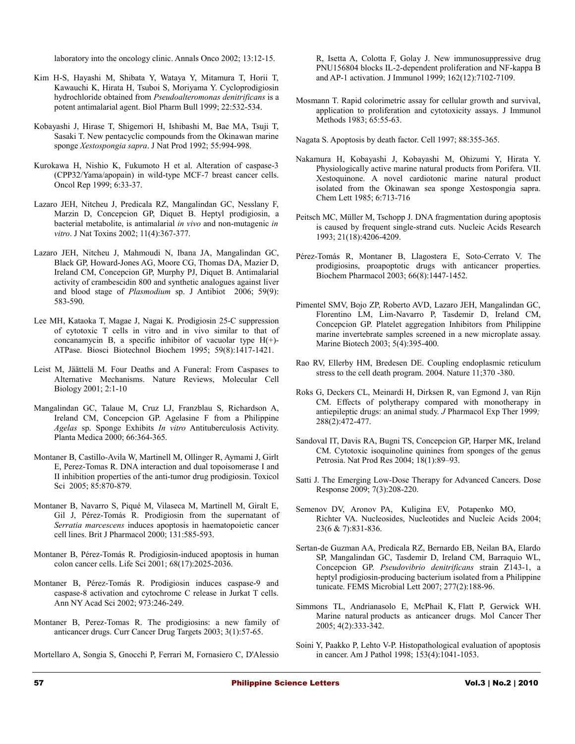laboratory into the oncology clinic. Annals Onco 2002; 13:12-15.

Kim H-S, Hayashi M, Shibata Y, Wataya Y, Mitamura T, Horii T, Kawauchi K, Hirata H, Tsuboi S, Moriyama Y. Cycloprodigiosin hydrochloride obtained from *Pseudoalteromonas denitrificans* is a potent antimalarial agent. Biol Pharm Bull 1999; 22:532-534.

Kobayashi J, Hirase T, Shigemori H, Ishibashi M, Bae MA, Tsuji T, Sasaki T. New pentacyclic compounds from the Okinawan marine sponge *Xestospongia sapra*. J Nat Prod 1992; 55:994-998.

Kurokawa H, Nishio K, Fukumoto H et al. Alteration of caspase-3 (CPP32/Yama/apopain) in wild-type MCF-7 breast cancer cells. Oncol Rep 1999; 6:33-37.

Lazaro JEH, Nitcheu J, Predicala RZ, Mangalindan GC, Nesslany F, Marzin D, Concepcion GP, Diquet B. Heptyl prodigiosin, a bacterial metabolite, is antimalarial *in vivo* and non-mutagenic *in vitro*. J Nat Toxins 2002; 11(4):367-377.

Lazaro JEH, Nitcheu J, Mahmoudi N, Ibana JA, Mangalindan GC, Black GP, Howard-Jones AG, Moore CG, Thomas DA, Mazier D, Ireland CM, Concepcion GP, Murphy PJ, Diquet B. Antimalarial activity of crambescidin 800 and synthetic analogues against liver and blood stage of *Plasmodium* sp. J Antibiot 2006; 59(9): 583-590.

Lee MH, Kataoka T, Magae J, Nagai K. Prodigiosin 25-C suppression of cytotoxic T cells in vitro and in vivo similar to that of concanamycin B, a specific inhibitor of vacuolar type H(+)-ATPase. Biosci Biotechnol Biochem 1995; 59(8):1417-1421.

Leist M, Jäättelä M. Four Deaths and A Funeral: From Caspases to Alternative Mechanisms. Nature Reviews, Molecular Cell Biology 2001; 2:1-10

Mangalindan GC, Talaue M, Cruz LJ, Franzblau S, Richardson A, Ireland CM, Concepcion GP. Agelasine F from a Philippine *Agelas* sp. Sponge Exhibits *In vitro* Antituberculosis Activity. Planta Medica 2000; 66:364-365.

Montaner B, Castillo-Avila W, Martinell M, Ollinger R, Aymami J, Girlt E, Perez-Tomas R. DNA interaction and dual topoisomerase I and II inhibition properties of the anti-tumor drug prodigiosin. Toxicol Sci 2005; 85:870-879.

Montaner B, Navarro S, Piqué M, Vilaseca M, Martinell M, Giralt E, Gil J, Pérez-Tomás R. Prodigiosin from the supernatant of *Serratia marcescens* induces apoptosis in haematopoietic cancer cell lines. Brit J Pharmacol 2000; 131:585-593.

Montaner B, Pérez-Tomás R. Prodigiosin-induced apoptosis in human colon cancer cells. Life Sci 2001; 68(17):2025-2036.

Montaner B, Pérez-Tomás R. Prodigiosin induces caspase-9 and caspase-8 activation and cytochrome C release in Jurkat T cells. Ann NY Acad Sci 2002; 973:246-249.

Montaner B, Perez-Tomas R. The prodigiosins: a new family of anticancer drugs. Curr Cancer Drug Targets 2003; 3(1):57-65.

Mortellaro A, Songia S, Gnocchi P, Ferrari M, Fornasiero C, D'Alessio R, Isetta A, Colotta F, Golay J. New immunosuppressive drug PNU156804 blocks IL-2-dependent proliferation and NF-kappa B and AP-1 activation. J Immunol 1999; 162(12):7102-7109.

Mosmann T. Rapid colorimetric assay for cellular growth and survival, application to proliferation and cytotoxicity assays. J Immunol Methods 1983; 65:55-63.

Nagata S. Apoptosis by death factor. Cell 1997; 88:355-365.

Nakamura H, Kobayashi J, Kobayashi M, Ohizumi Y, Hirata Y. Physiologically active marine natural products from Porifera. VII. Xestoquinone. A novel cardiotonic marine natural product isolated from the Okinawan sea sponge Xestospongia sapra. Chem Lett 1985; 6:713-716

Peitsch MC, Müller M, Tschopp J. DNA fragmentation during apoptosis is caused by frequent single-strand cuts. Nucleic Acids Research 1993; 21(18):4206-4209.

Pérez-Tomás R, Montaner B, Llagostera E, Soto-Cerrato V. The prodigiosins, proapoptotic drugs with anticancer properties. Biochem Pharmacol 2003; 66(8):1447-1452.

Pimentel SMV, Bojo ZP, Roberto AVD, Lazaro JEH, Mangalindan GC, Florentino LM, Lim-Navarro P, Tasdemir D, Ireland CM, Concepcion GP. Platelet aggregation Inhibitors from Philippine marine invertebrate samples screened in a new microplate assay. Marine Biotech 2003; 5(4):395-400.

Rao RV, Ellerby HM, Bredesen DE. Coupling endoplasmic reticulum stress to the cell death program. 2004. Nature 11;370 -380.

Roks G, Deckers CL, Meinardi H, Dirksen R, van Egmond J, van Rijn CM. Effects of polytherapy compared with monotherapy in antiepileptic drugs: an animal study. *J* Pharmacol Exp Ther 1999*;* 288(2):472-477.

Sandoval IT, Davis RA, Bugni TS, Concepcion GP, Harper MK, Ireland CM. Cytotoxic isoquinoline quinines from sponges of the genus Petrosia. Nat Prod Res 2004; 18(1):89–93.

Satti J. The Emerging Low-Dose Therapy for Advanced Cancers. Dose Response 2009; 7(3):208-220.

Semenov DV, Aronov PA, Kuligina EV, Potapenko MO, Richter VA. Nucleosides, Nucleotides and Nucleic Acids 2004; 23(6 & 7):831-836.

Sertan-de Guzman AA, Predicala RZ, Bernardo EB, Neilan BA, Elardo SP, Mangalindan GC, Tasdemir D, Ireland CM, Barraquio WL, Concepcion GP. *Pseudovibrio denitrificans* strain Z143-1, a heptyl prodigiosin-producing bacterium isolated from a Philippine tunicate. FEMS Microbial Lett 2007; 277(2):188-96.

Simmons TL, Andrianasolo E, McPhail K, Flatt P, Gerwick WH. Marine natural products as anticancer drugs. Mol Cancer Ther 2005; 4(2):333-342.

Soini Y, Paakko P, Lehto V-P. Histopathological evaluation of apoptosis in cancer. Am J Pathol 1998; 153(4):1041-1053.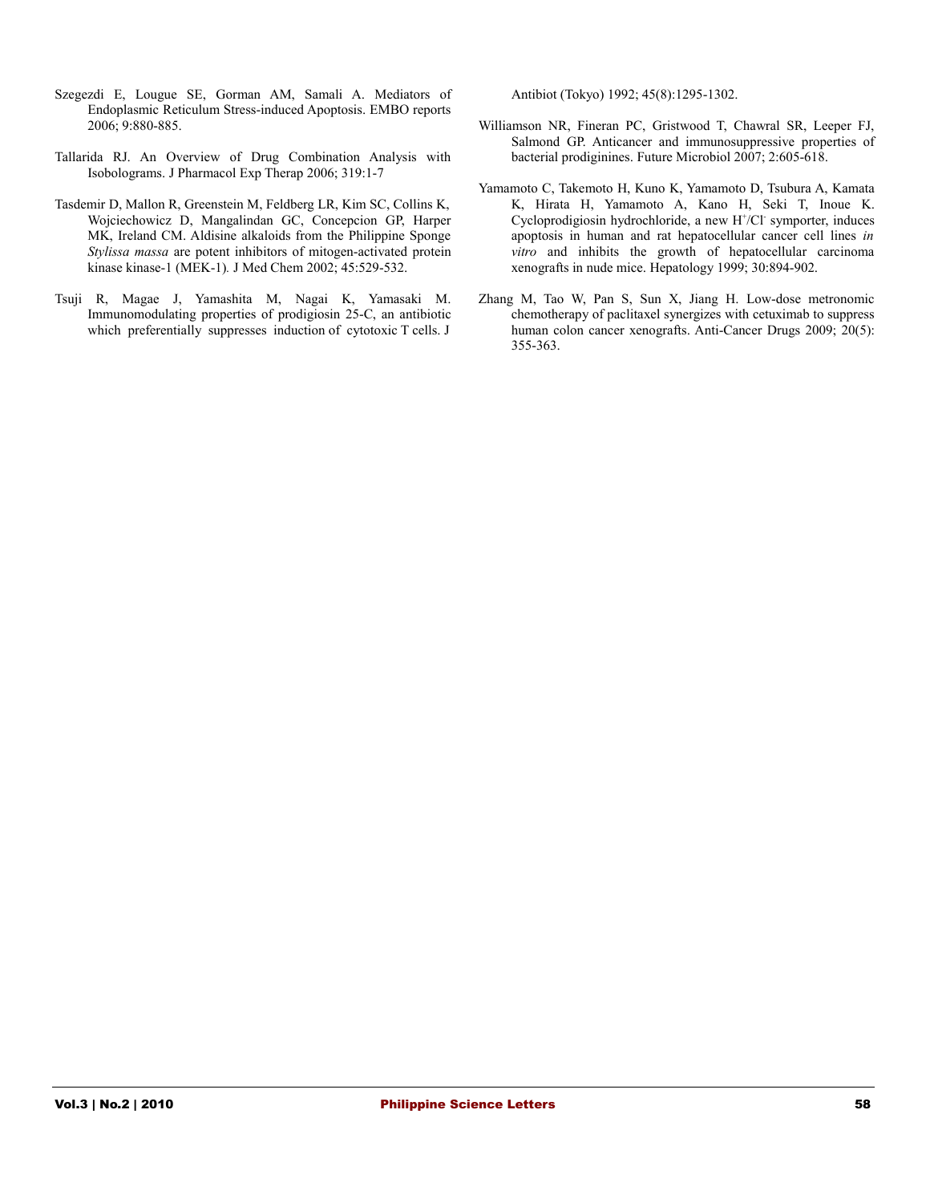Szegezdi E, Lougue SE, Gorman AM, Samali A. Mediators of Endoplasmic Reticulum Stress-induced Apoptosis. EMBO reports 2006; 9:880-885.

Tallarida RJ. An Overview of Drug Combination Analysis with Isobolograms. J Pharmacol Exp Therap 2006; 319:1-7

Tasdemir D, Mallon R, Greenstein M, Feldberg LR, Kim SC, Collins K, Wojciechowicz D, Mangalindan GC, Concepcion GP, Harper MK, Ireland CM. Aldisine alkaloids from the Philippine Sponge *Stylissa massa* are potent inhibitors of mitogen-activated protein kinase kinase-1 (MEK-1). J Med Chem 2002; 45:529-532.

Tsuji R, Magae J, Yamashita M, Nagai K, Yamasaki M. Immunomodulating properties of prodigiosin 25-C, an antibiotic which preferentially suppresses induction of cytotoxic T cells. J Antibiot (Tokyo) 1992; 45(8):1295-1302.

Williamson NR, Fineran PC, Gristwood T, Chawral SR, Leeper FJ, Salmond GP. Anticancer and immunosuppressive properties of bacterial prodiginines. Future Microbiol 2007; 2:605-618.

Yamamoto C, Takemoto H, Kuno K, Yamamoto D, Tsubura A, Kamata K, Hirata H, Yamamoto A, Kano H, Seki T, Inoue K. Cycloprodigiosin hydrochloride, a new $H^+/Cl^-$ symporter, induces apoptosis in human and rat hepatocellular cancer cell lines *in vitro* and inhibits the growth of hepatocellular carcinoma xenografts in nude mice. Hepatology 1999; 30:894-902.

Zhang M, Tao W, Pan S, Sun X, Jiang H. Low-dose metronomic chemotherapy of paclitaxel synergizes with cetuximab to suppress human colon cancer xenografts. Anti-Cancer Drugs 2009; 20(5): 355-363.